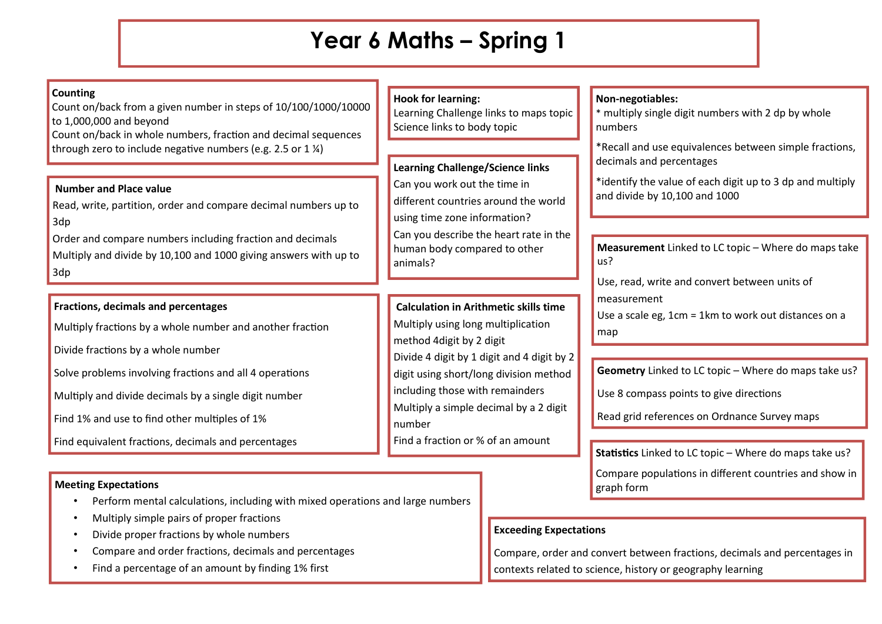# Year 6 Maths – Spring 1

**Counting**

Count on/back from a given number in steps of 10/100/1000/10000 to 1,000,000 and beyond

Count on/back in whole numbers, fraction and decimal sequences through zero to include negative numbers (e.g. 2.5 or 1 ¼)

**Number and Place value**

Read, write, partition, order and compare decimal numbers up to 3dp

Order and compare numbers including fraction and decimals

Multiply and divide by 10,100 and 1000 giving answers with up to 3dp

**Fractions, decimals and percentages**

Multiply fractions by a whole number and another fraction

Divide fractions by a whole number

Solve problems involving fractions and all 4 operations

Multiply and divide decimals by a single digit number

Find 1% and use to find other multiples of 1%

Find equivalent fractions, decimals and percentages

**Hook for learning:**

Learning Challenge links to maps topic

Science links to body topic

**Learning Challenge/Science links**

Can you work out the time in different countries around the world using time zone information?

Can you describe the heart rate in the human body compared to other animals?

**Calculation in Arithmetic skills time**

Multiply using long multiplication method 4digit by 2 digit

Divide 4 digit by 1 digit and 4 digit by 2 digit using short/long division method including those with remainders

Multiply a simple decimal by a 2 digit number

Find a fraction or % of an amount

**Non-negotiables:**

* multiply single digit numbers with 2 dp by whole numbers

*Recall and use equivalences between simple fractions, decimals and percentages

*identify the value of each digit up to 3 dp and multiply and divide by 10,100 and 1000

**Measurement** Linked to LC topic – Where do maps take us?

Use, read, write and convert between units of measurement

Use a scale eg, 1cm = 1km to work out distances on a map

**Geometry** Linked to LC topic – Where do maps take us?

Use 8 compass points to give directions

Read grid references on Ordnance Survey maps

**Statistics** Linked to LC topic – Where do maps take us?

Compare populations in different countries and show in graph form

**Meeting Expectations**

- Perform mental calculations, including with mixed operations and large numbers
- Multiply simple pairs of proper fractions
- Divide proper fractions by whole numbers
- Compare and order fractions, decimals and percentages
- Find a percentage of an amount by finding 1% first

**Exceeding Expectations**

Compare, order and convert between fractions, decimals and percentages in contexts related to science, history or geography learning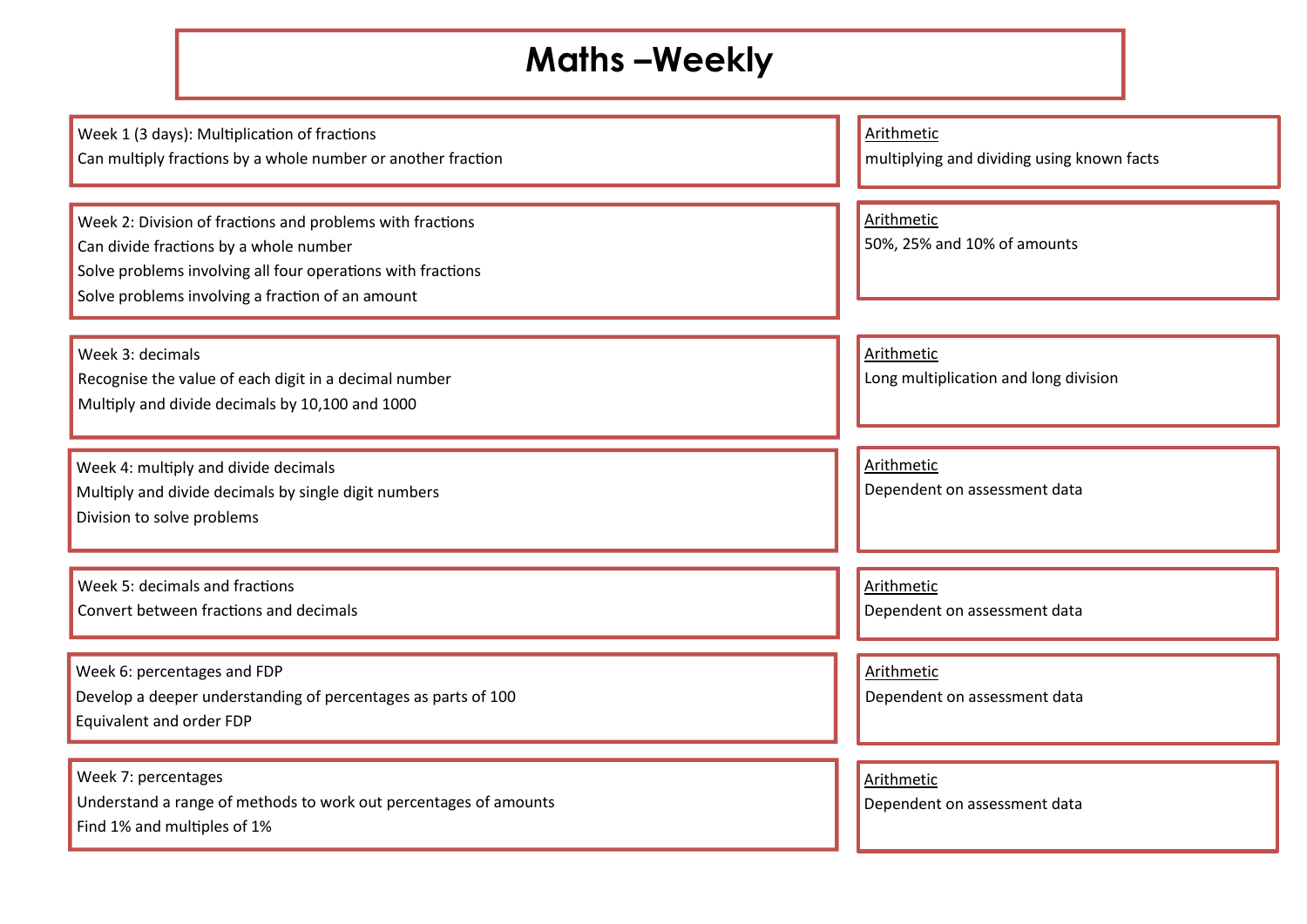# Maths –Weekly

Week 1 (3 days): Multiplication of fractions
Can multiply fractions by a whole number or another fraction

Arithmetic
multiplying and dividing using known facts

Week 2: Division of fractions and problems with fractions
Can divide fractions by a whole number
Solve problems involving all four operations with fractions
Solve problems involving a fraction of an amount

Arithmetic
50%, 25% and 10% of amounts

Week 3: decimals
Recognise the value of each digit in a decimal number
Multiply and divide decimals by 10,100 and 1000

Arithmetic
Long multiplication and long division

Week 4: multiply and divide decimals
Multiply and divide decimals by single digit numbers
Division to solve problems

Arithmetic
Dependent on assessment data

Week 5: decimals and fractions
Convert between fractions and decimals

Arithmetic
Dependent on assessment data

Week 6: percentages and FDP
Develop a deeper understanding of percentages as parts of 100
Equivalent and order FDP

Arithmetic
Dependent on assessment data

Week 7: percentages
Understand a range of methods to work out percentages of amounts
Find 1% and multiples of 1%

Arithmetic
Dependent on assessment data